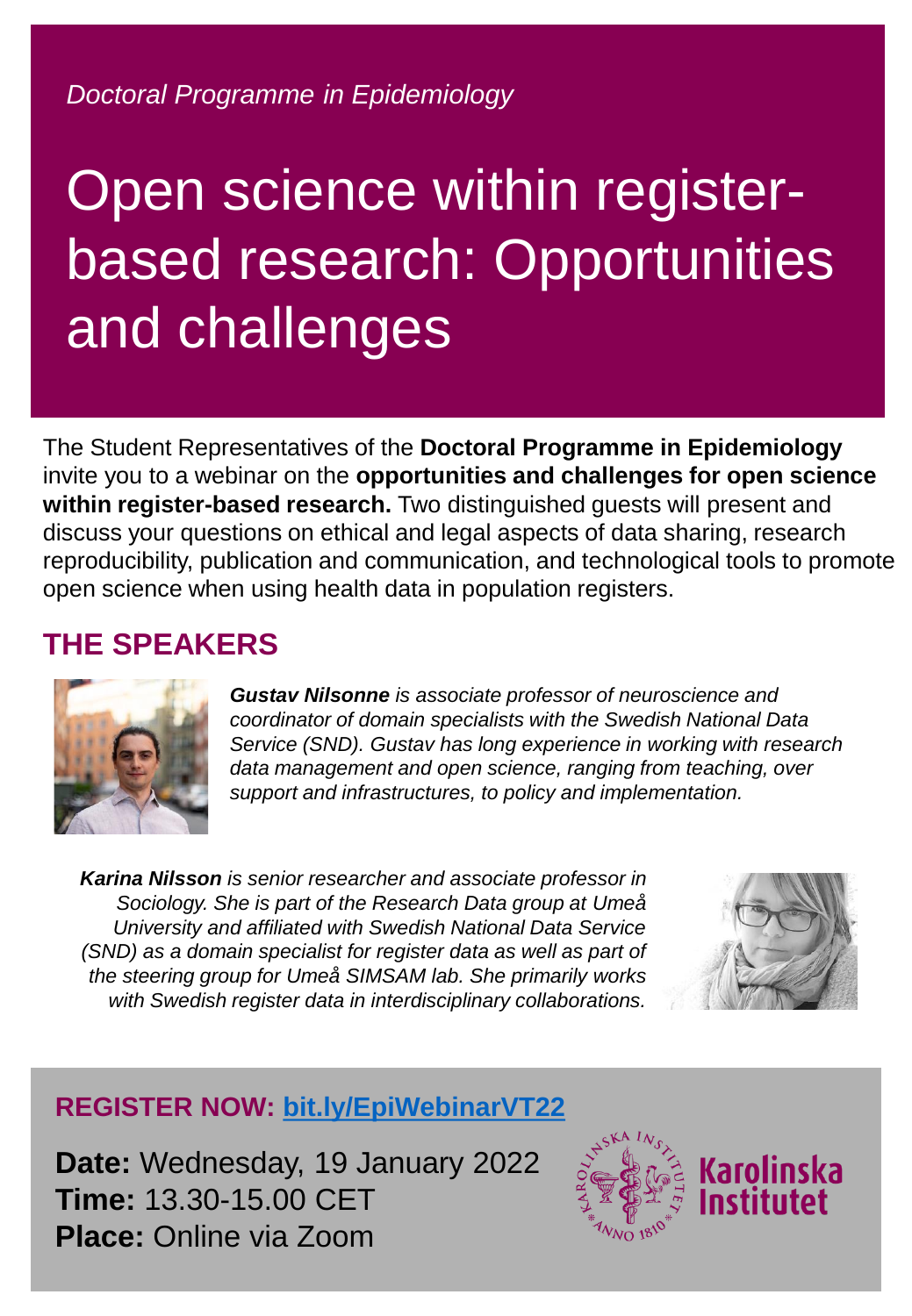*Doctoral Programme in Epidemiology*

# Open science within register-based research: Opportunities and challenges

The Student Representatives of the **Doctoral Programme in Epidemiology** invite you to a webinar on the **opportunities and challenges for open science within register-based research.** Two distinguished guests will present and discuss your questions on ethical and legal aspects of data sharing, research reproducibility, publication and communication, and technological tools to promote open science when using health data in population registers.

## THE SPEAKERS

***Gustav Nilsonne*** *is associate professor of neuroscience and coordinator of domain specialists with the Swedish National Data Service (SND). Gustav has long experience in working with research data management and open science, ranging from teaching, over support and infrastructures, to policy and implementation.*

***Karina Nilsson*** *is senior researcher and associate professor in Sociology. She is part of the Research Data group at Umeå University and affiliated with Swedish National Data Service (SND) as a domain specialist for register data as well as part of the steering group for Umeå SIMSAM lab. She primarily works with Swedish register data in interdisciplinary collaborations.*

**REGISTER NOW: [bit.ly/EpiWebinarVT22](bit.ly/EpiWebinarVT22)**

**Date:** Wednesday, 19 January 2022
**Time:** 13.30-15.00 CET
**Place:** Online via Zoom

Karolinska Institutet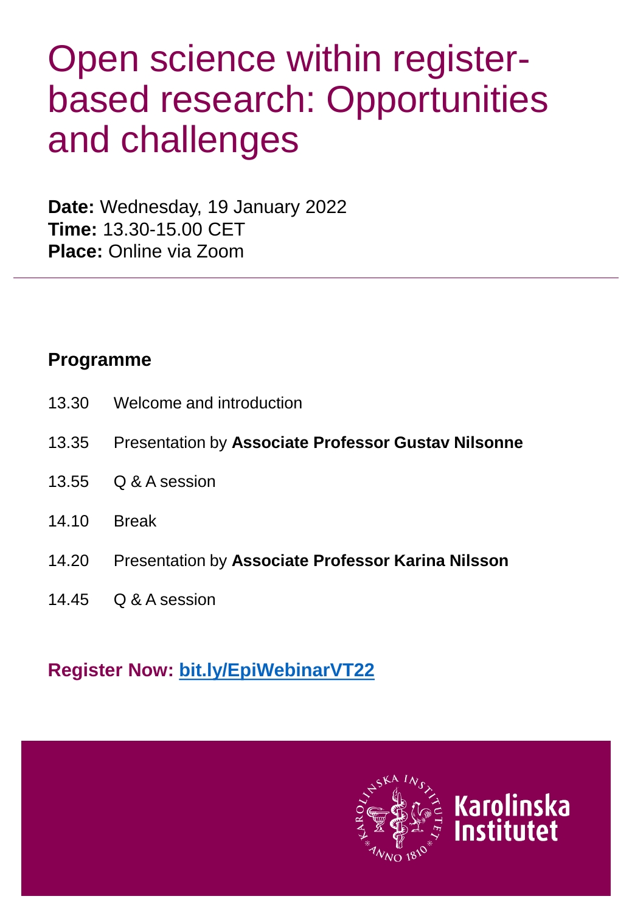# Open science within register-based research: Opportunities and challenges

**Date:** Wednesday, 19 January 2022
**Time:** 13.30-15.00 CET
**Place:** Online via Zoom

---

## Programme

13.30 Welcome and introduction

13.35 Presentation by **Associate Professor Gustav Nilsonne**

13.55 Q & A session

14.10 Break

14.20 Presentation by **Associate Professor Karina Nilsson**

14.45 Q & A session

**Register Now: bit.ly/EpiWebinarVT22**

Karolinska Institutet